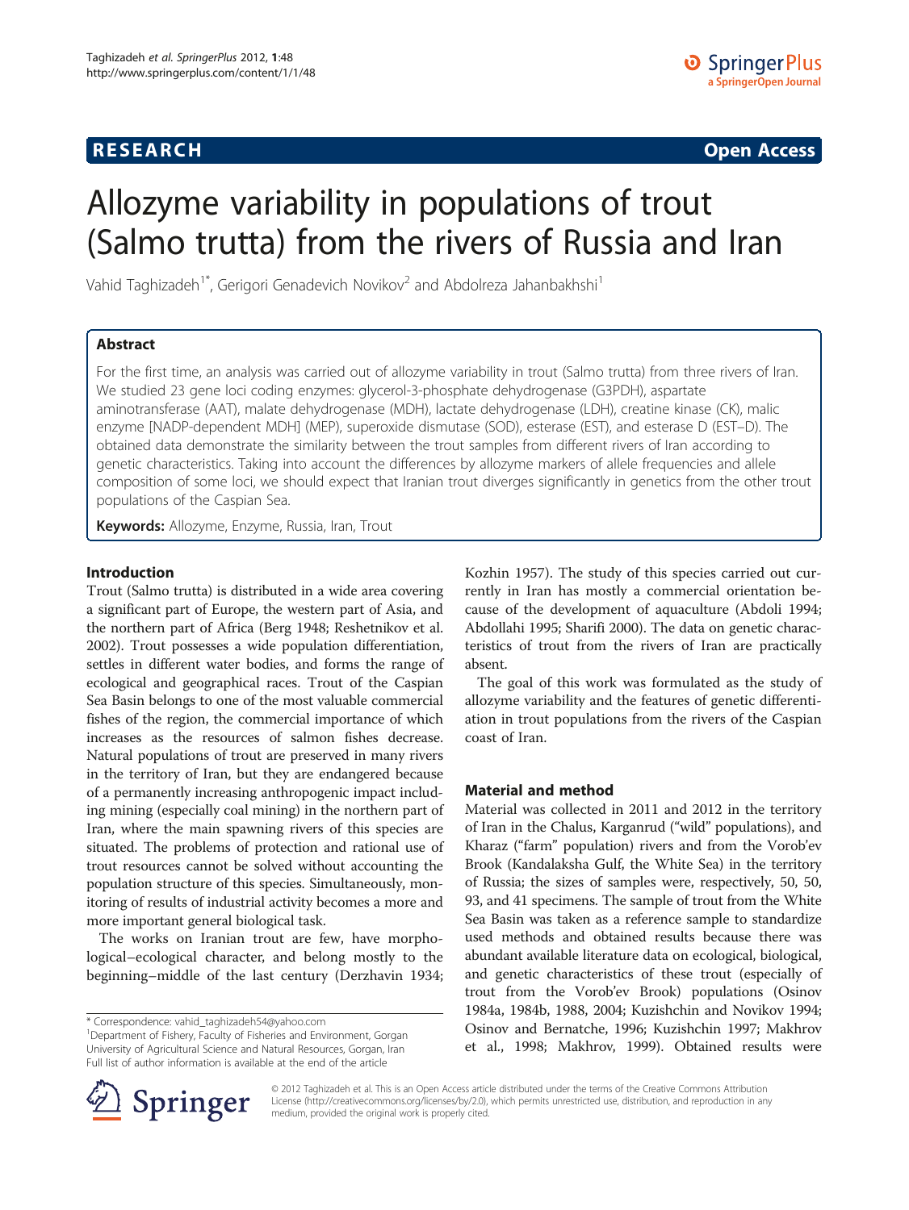**RESEARCH** **Open Access**

# Allozyme variability in populations of trout (Salmo trutta) from the rivers of Russia and Iran

Vahid Taghizadeh[1*], Gerigori Genadevich Novikov[2] and Abdolreza Jahanbakhshi[1]

## Abstract

For the first time, an analysis was carried out of allozyme variability in trout (Salmo trutta) from three rivers of Iran. We studied 23 gene loci coding enzymes: glycerol-3-phosphate dehydrogenase (G3PDH), aspartate aminotransferase (AAT), malate dehydrogenase (MDH), lactate dehydrogenase (LDH), creatine kinase (CK), malic enzyme [NADP-dependent MDH] (MEP), superoxide dismutase (SOD), esterase (EST), and esterase D (EST–D). The obtained data demonstrate the similarity between the trout samples from different rivers of Iran according to genetic characteristics. Taking into account the differences by allozyme markers of allele frequencies and allele composition of some loci, we should expect that Iranian trout diverges significantly in genetics from the other trout populations of the Caspian Sea.

**Keywords:** Allozyme, Enzyme, Russia, Iran, Trout

## Introduction

Trout (Salmo trutta) is distributed in a wide area covering a significant part of Europe, the western part of Asia, and the northern part of Africa (Berg 1948; Reshetnikov et al. 2002). Trout possesses a wide population differentiation, settles in different water bodies, and forms the range of ecological and geographical races. Trout of the Caspian Sea Basin belongs to one of the most valuable commercial fishes of the region, the commercial importance of which increases as the resources of salmon fishes decrease. Natural populations of trout are preserved in many rivers in the territory of Iran, but they are endangered because of a permanently increasing anthropogenic impact including mining (especially coal mining) in the northern part of Iran, where the main spawning rivers of this species are situated. The problems of protection and rational use of trout resources cannot be solved without accounting the population structure of this species. Simultaneously, monitoring of results of industrial activity becomes a more and more important general biological task.

The works on Iranian trout are few, have morphological–ecological character, and belong mostly to the beginning–middle of the last century (Derzhavin 1934; Kozhin 1957). The study of this species carried out currently in Iran has mostly a commercial orientation because of the development of aquaculture (Abdoli 1994; Abdollahi 1995; Sharifi 2000). The data on genetic characteristics of trout from the rivers of Iran are practically absent.

The goal of this work was formulated as the study of allozyme variability and the features of genetic differentiation in trout populations from the rivers of the Caspian coast of Iran.

## Material and method

Material was collected in 2011 and 2012 in the territory of Iran in the Chalus, Karganrud ("wild" populations), and Kharaz ("farm" population) rivers and from the Vorob'ev Brook (Kandalaksha Gulf, the White Sea) in the territory of Russia; the sizes of samples were, respectively, 50, 50, 93, and 41 specimens. The sample of trout from the White Sea Basin was taken as a reference sample to standardize used methods and obtained results because there was abundant available literature data on ecological, biological, and genetic characteristics of these trout (especially of trout from the Vorob'ev Brook) populations (Osinov 1984a, 1984b, 1988, 2004; Kuzishchin and Novikov 1994; Osinov and Bernatche, 1996; Kuzishchin 1997; Makhrov et al., 1998; Makhrov, 1999). Obtained results were

\* Correspondence: vahid_taghizadeh54@yahoo.com
[1]Department of Fishery, Faculty of Fisheries and Environment, Gorgan University of Agricultural Science and Natural Resources, Gorgan, Iran
Full list of author information is available at the end of the article

© 2012 Taghizadeh et al. This is an Open Access article distributed under the terms of the Creative Commons Attribution License (http://creativecommons.org/licenses/by/2.0), which permits unrestricted use, distribution, and reproduction in any medium, provided the original work is properly cited.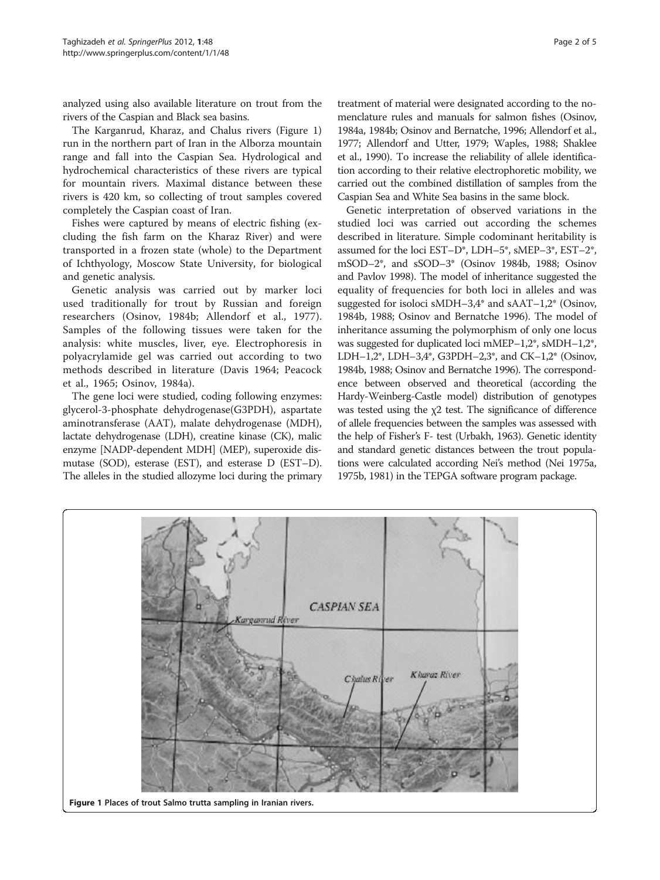analyzed using also available literature on trout from the rivers of the Caspian and Black sea basins.

The Karganrud, Kharaz, and Chalus rivers (Figure 1) run in the northern part of Iran in the Alborza mountain range and fall into the Caspian Sea. Hydrological and hydrochemical characteristics of these rivers are typical for mountain rivers. Maximal distance between these rivers is 420 km, so collecting of trout samples covered completely the Caspian coast of Iran.

Fishes were captured by means of electric fishing (excluding the fish farm on the Kharaz River) and were transported in a frozen state (whole) to the Department of Ichthyology, Moscow State University, for biological and genetic analysis.

Genetic analysis was carried out by marker loci used traditionally for trout by Russian and foreign researchers (Osinov, 1984b; Allendorf et al., 1977). Samples of the following tissues were taken for the analysis: white muscles, liver, eye. Electrophoresis in polyacrylamide gel was carried out according to two methods described in literature (Davis 1964; Peacock et al., 1965; Osinov, 1984a).

The gene loci were studied, coding following enzymes: glycerol-3-phosphate dehydrogenase(G3PDH), aspartate aminotransferase (AAT), malate dehydrogenase (MDH), lactate dehydrogenase (LDH), creatine kinase (CK), malic enzyme [NADP-dependent MDH] (MEP), superoxide dismutase (SOD), esterase (EST), and esterase D (EST–D). The alleles in the studied allozyme loci during the primary treatment of material were designated according to the nomenclature rules and manuals for salmon fishes (Osinov, 1984a, 1984b; Osinov and Bernatche, 1996; Allendorf et al., 1977; Allendorf and Utter, 1979; Waples, 1988; Shaklee et al., 1990). To increase the reliability of allele identification according to their relative electrophoretic mobility, we carried out the combined distillation of samples from the Caspian Sea and White Sea basins in the same block.

Genetic interpretation of observed variations in the studied loci was carried out according the schemes described in literature. Simple codominant heritability is assumed for the loci EST–D*, LDH–5*, sMEP–3*, EST–2*, mSOD–2*, and sSOD–3* (Osinov 1984b, 1988; Osinov and Pavlov 1998). The model of inheritance suggested the equality of frequencies for both loci in alleles and was suggested for isoloci sMDH–3,4* and sAAT–1,2* (Osinov, 1984b, 1988; Osinov and Bernatche 1996). The model of inheritance assuming the polymorphism of only one locus was suggested for duplicated loci mMEP–1,2*, sMDH–1,2*, LDH–1,2*, LDH–3,4*, G3PDH–2,3*, and CK–1,2* (Osinov, 1984b, 1988; Osinov and Bernatche 1996). The correspondence between observed and theoretical (according the Hardy-Weinberg-Castle model) distribution of genotypes was tested using the $\chi 2$ test. The significance of difference of allele frequencies between the samples was assessed with the help of Fisher's F- test (Urbakh, 1963). Genetic identity and standard genetic distances between the trout populations were calculated according Nei's method (Nei 1975a, 1975b, 1981) in the TEPGA software program package.

Figure 1 Places of trout Salmo trutta sampling in Iranian rivers.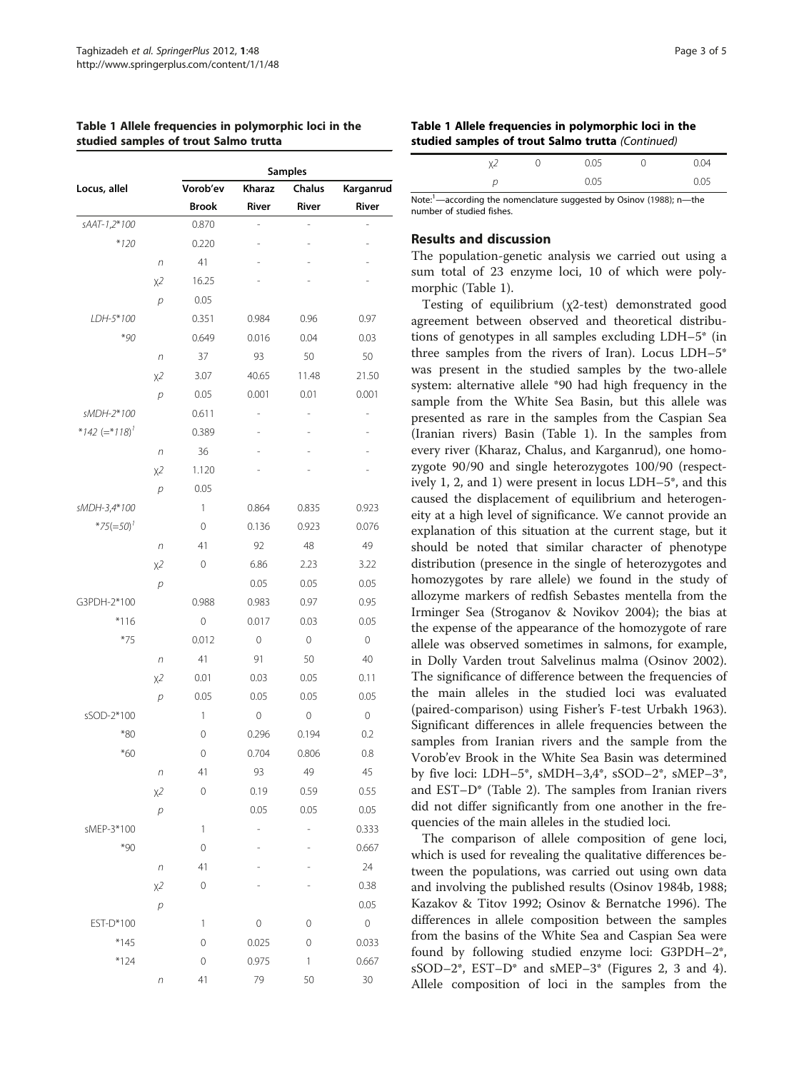**Table 1 Allele frequencies in polymorphic loci in the studied samples of trout Salmo trutta**

| Locus, allel | | Samples | | | |
|---|---|---|---|---|---|
| | | Vorob'ev Brook | Kharaz River | Chalus River | Karganrud River |
| *sAAT-1,2\*100* | | 0.870 | - | - | - |
| *\*120* | | 0.220 | - | - | - |
| | *n* | 41 | - | - | - |
| | χ2 | 16.25 | - | - | - |
| | *p* | 0.05 | | | |
| *LDH-5\*100* | | 0.351 | 0.984 | 0.96 | 0.97 |
| *\*90* | | 0.649 | 0.016 | 0.04 | 0.03 |
| | *n* | 37 | 93 | 50 | 50 |
| | χ2 | 3.07 | 40.65 | 11.48 | 21.50 |
| | *p* | 0.05 | 0.001 | 0.01 | 0.001 |
| *sMDH-2\*100* | | 0.611 | - | - | - |
| *\*142 (=\*118)*[1] | | 0.389 | - | - | - |
| | *n* | 36 | - | - | - |
| | χ2 | 1.120 | - | - | - |
| | *p* | 0.05 | | | |
| *sMDH-3,4\*100* | | 1 | 0.864 | 0.835 | 0.923 |
| *\*75(=50)*[1] | | 0 | 0.136 | 0.923 | 0.076 |
| | *n* | 41 | 92 | 48 | 49 |
| | χ2 | 0 | 6.86 | 2.23 | 3.22 |
| | *p* | | 0.05 | 0.05 | 0.05 |
| G3PDH-2\*100 | | 0.988 | 0.983 | 0.97 | 0.95 |
| \*116 | | 0 | 0.017 | 0.03 | 0.05 |
| \*75 | | 0.012 | 0 | 0 | 0 |
| | *n* | 41 | 91 | 50 | 40 |
| | χ2 | 0.01 | 0.03 | 0.05 | 0.11 |
| | *p* | 0.05 | 0.05 | 0.05 | 0.05 |
| sSOD-2\*100 | | 1 | 0 | 0 | 0 |
| \*80 | | 0 | 0.296 | 0.194 | 0.2 |
| \*60 | | 0 | 0.704 | 0.806 | 0.8 |
| | *n* | 41 | 93 | 49 | 45 |
| | χ2 | 0 | 0.19 | 0.59 | 0.55 |
| | *p* | | 0.05 | 0.05 | 0.05 |
| sMEP-3\*100 | | 1 | - | - | 0.333 |
| \*90 | | 0 | - | - | 0.667 |
| | *n* | 41 | - | - | 24 |
| | χ2 | 0 | - | - | 0.38 |
| | *p* | | | | 0.05 |
| EST-D\*100 | | 1 | 0 | 0 | 0 |
| \*145 | | 0 | 0.025 | 0 | 0.033 |
| \*124 | | 0 | 0.975 | 1 | 0.667 |
| | *n* | 41 | 79 | 50 | 30 |
| | χ2 | 0 | 0.05 | 0 | 0.04 |
| | *p* | | 0.05 | | 0.05 |

Note:[1]—according the nomenclature suggested by Osinov (1988); n—the number of studied fishes.

## Results and discussion

The population-genetic analysis we carried out using a sum total of 23 enzyme loci, 10 of which were polymorphic (Table 1).

Testing of equilibrium (χ2-test) demonstrated good agreement between observed and theoretical distributions of genotypes in all samples excluding LDH−5\* (in three samples from the rivers of Iran). Locus LDH−5\* was present in the studied samples by the two-allele system: alternative allele \*90 had high frequency in the sample from the White Sea Basin, but this allele was presented as rare in the samples from the Caspian Sea (Iranian rivers) Basin (Table 1). In the samples from every river (Kharaz, Chalus, and Karganrud), one homozygote 90/90 and single heterozygotes 100/90 (respectively 1, 2, and 1) were present in locus LDH−5\*, and this caused the displacement of equilibrium and heterogeneity at a high level of significance. We cannot provide an explanation of this situation at the current stage, but it should be noted that similar character of phenotype distribution (presence in the single of heterozygotes and homozygotes by rare allele) we found in the study of allozyme markers of redfish Sebastes mentella from the Irminger Sea (Stroganov & Novikov 2004); the bias at the expense of the appearance of the homozygote of rare allele was observed sometimes in salmons, for example, in Dolly Varden trout Salvelinus malma (Osinov 2002). The significance of difference between the frequencies of the main alleles in the studied loci was evaluated (paired-comparison) using Fisher's F-test Urbakh 1963). Significant differences in allele frequencies between the samples from Iranian rivers and the sample from the Vorob'ev Brook in the White Sea Basin was determined by five loci: LDH−5\*, sMDH−3,4\*, sSOD−2\*, sMEP−3\*, and EST−D\* (Table 2). The samples from Iranian rivers did not differ significantly from one another in the frequencies of the main alleles in the studied loci.

The comparison of allele composition of gene loci, which is used for revealing the qualitative differences between the populations, was carried out using own data and involving the published results (Osinov 1984b, 1988; Kazakov & Titov 1992; Osinov & Bernatche 1996). The differences in allele composition between the samples from the basins of the White Sea and Caspian Sea were found by following studied enzyme loci: G3PDH−2\*, sSOD−2\*, EST−D\* and sMEP−3\* (Figures 2, 3 and 4). Allele composition of loci in the samples from the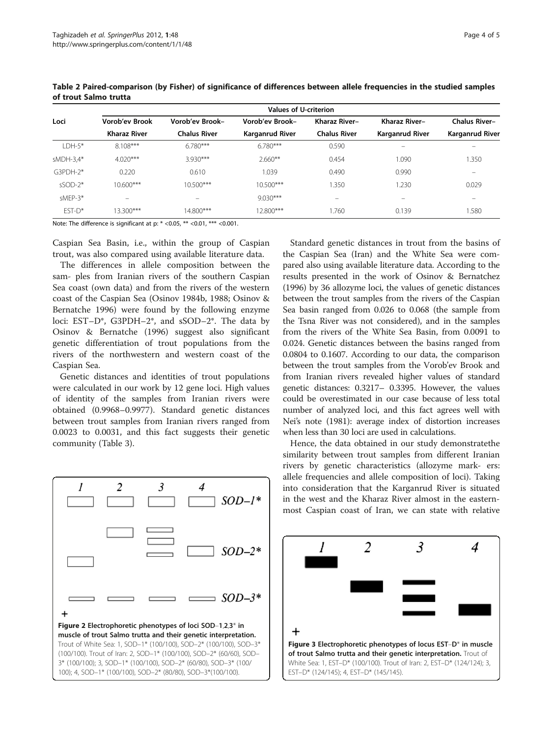**Table 2 Paired-comparison (by Fisher) of significance of differences between allele frequencies in the studied samples of trout Salmo trutta**

| Loci | Values of U-criterion | | | | | |
|---|---|---|---|---|---|---|
| | Vorob'ev Brook Kharaz River | Vorob'ev Brook– Chalus River | Vorob'ev Brook– Karganrud River | Kharaz River– Chalus River | Kharaz River– Karganrud River | Chalus River– Karganrud River |
| LDH-5* | 8.108*** | 6.780*** | 6.780*** | 0.590 | – | – |
| sMDH-3,4* | 4.020*** | 3.930*** | 2.660** | 0.454 | 1.090 | 1.350 |
| G3PDH-2* | 0.220 | 0.610 | 1.039 | 0.490 | 0.990 | – |
| sSOD-2* | 10.600*** | 10.500*** | 10.500*** | 1.350 | 1.230 | 0.029 |
| sMEP-3* | – | – | 9.030*** | – | – | – |
| EST-D* | 13.300*** | 14.800*** | 12.800*** | 1.760 | 0.139 | 1.580 |

Note: The difference is significant at p: * <0.05, ** <0.01, *** <0.001.

Caspian Sea Basin, i.e., within the group of Caspian trout, was also compared using available literature data.

The differences in allele composition between the sam- ples from Iranian rivers of the southern Caspian Sea coast (own data) and from the rivers of the western coast of the Caspian Sea (Osinov 1984b, 1988; Osinov & Bernatche 1996) were found by the following enzyme loci: EST–D*, G3PDH–2*, and sSOD–2*. The data by Osinov & Bernatche (1996) suggest also significant genetic differentiation of trout populations from the rivers of the northwestern and western coast of the Caspian Sea.

Genetic distances and identities of trout populations were calculated in our work by 12 gene loci. High values of identity of the samples from Iranian rivers were obtained (0.9968–0.9977). Standard genetic distances between trout samples from Iranian rivers ranged from 0.0023 to 0.0031, and this fact suggests their genetic community (Table 3).

**Figure 2 Electrophoretic phenotypes of loci SOD–1,2,3* in muscle of trout Salmo trutta and their genetic interpretation.** Trout of White Sea: 1, SOD–1* (100/100), SOD–2* (100/100), SOD–3* (100/100). Trout of Iran: 2, SOD–1* (100/100), SOD–2* (60/60), SOD–3* (100/100); 3, SOD–1* (100/100), SOD–2* (60/80), SOD–3* (100/100); 4, SOD–1* (100/100), SOD–2* (80/80), SOD–3*(100/100).

Standard genetic distances in trout from the basins of the Caspian Sea (Iran) and the White Sea were compared also using available literature data. According to the results presented in the work of Osinov & Bernatchez (1996) by 36 allozyme loci, the values of genetic distances between the trout samples from the rivers of the Caspian Sea basin ranged from 0.026 to 0.068 (the sample from the Tsna River was not considered), and in the samples from the rivers of the White Sea Basin, from 0.0091 to 0.024. Genetic distances between the basins ranged from 0.0804 to 0.1607. According to our data, the comparison between the trout samples from the Vorob'ev Brook and from Iranian rivers revealed higher values of standard genetic distances: 0.3217– 0.3395. However, the values could be overestimated in our case because of less total number of analyzed loci, and this fact agrees well with Nei's note (1981): average index of distortion increases when less than 30 loci are used in calculations.

Hence, the data obtained in our study demonstratethe similarity between trout samples from different Iranian rivers by genetic characteristics (allozyme mark- ers: allele frequencies and allele composition of loci). Taking into consideration that the Karganrud River is situated in the west and the Kharaz River almost in the easternmost Caspian coast of Iran, we can state with relative

**Figure 3 Electrophoretic phenotypes of locus EST–D* in muscle of trout Salmo trutta and their genetic interpretation.** Trout of White Sea: 1, EST–D* (100/100). Trout of Iran: 2, EST–D* (124/124); 3, EST–D* (124/145); 4, EST–D* (145/145).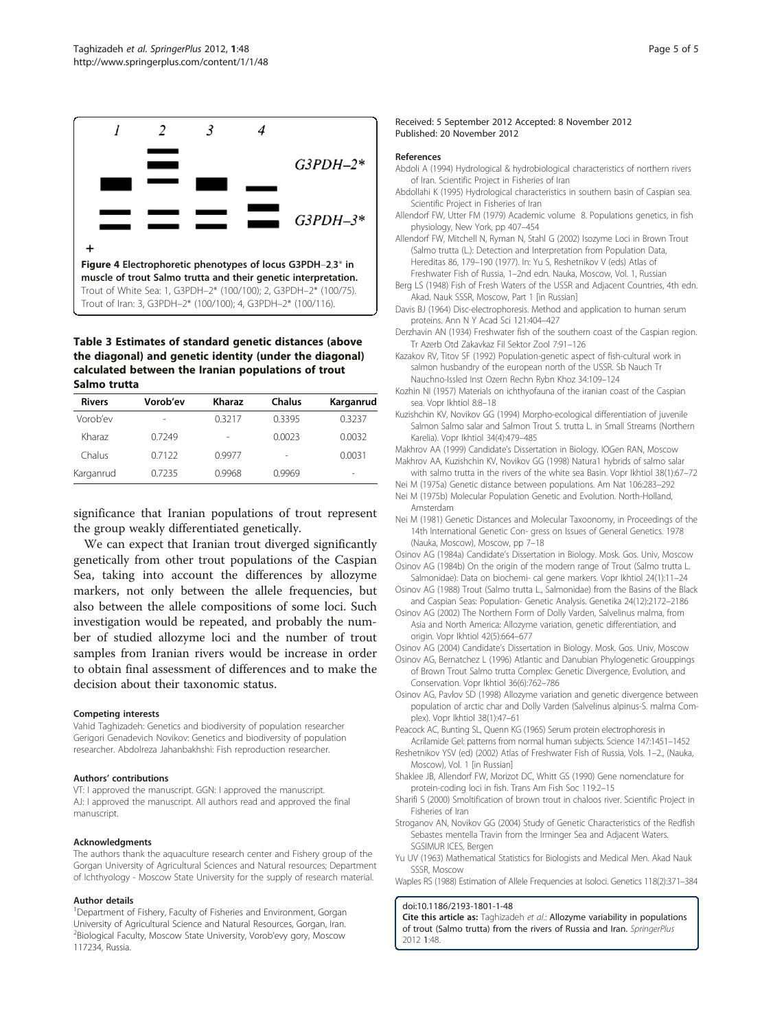1 2 3 4

G3PDH–2*

G3PDH–3*

+

**Figure 4 Electrophoretic phenotypes of locus G3PDH–2,3* in muscle of trout Salmo trutta and their genetic interpretation.** Trout of White Sea: 1, G3PDH–2* (100/100); 2, G3PDH–2* (100/75). Trout of Iran: 3, G3PDH–2* (100/100); 4, G3PDH–2* (100/116).

**Table 3 Estimates of standard genetic distances (above the diagonal) and genetic identity (under the diagonal) calculated between the Iranian populations of trout Salmo trutta**

| Rivers | Vorob'ev | Kharaz | Chalus | Karganrud |
|---|---|---|---|---|
| Vorob'ev | - | 0.3217 | 0.3395 | 0.3237 |
| Kharaz | 0.7249 | - | 0.0023 | 0.0032 |
| Chalus | 0.7122 | 0.9977 | - | 0.0031 |
| Karganrud | 0.7235 | 0.9968 | 0.9969 | - |

significance that Iranian populations of trout represent the group weakly differentiated genetically.

We can expect that Iranian trout diverged significantly genetically from other trout populations of the Caspian Sea, taking into account the differences by allozyme markers, not only between the allele frequencies, but also between the allele compositions of some loci. Such investigation would be repeated, and probably the number of studied allozyme loci and the number of trout samples from Iranian rivers would be increase in order to obtain final assessment of differences and to make the decision about their taxonomic status.

#### Competing interests
Vahid Taghizadeh: Genetics and biodiversity of population researcher Gerigori Genadevich Novikov: Genetics and biodiversity of population researcher. Abdolreza Jahanbakhshi: Fish reproduction researcher.

#### Authors' contributions
VT: I approved the manuscript. GGN: I approved the manuscript. AJ: I approved the manuscript. All authors read and approved the final manuscript.

#### Acknowledgments
The authors thank the aquaculture research center and Fishery group of the Gorgan University of Agricultural Sciences and Natural resources; Department of Ichthyology - Moscow State University for the supply of research material.

#### Author details
[1]Department of Fishery, Faculty of Fisheries and Environment, Gorgan University of Agricultural Science and Natural Resources, Gorgan, Iran. [2]Biological Faculty, Moscow State University, Vorob'evy gory, Moscow 117234, Russia.

Received: 5 September 2012 Accepted: 8 November 2012
Published: 20 November 2012

#### References
Abdoli A (1994) Hydrological & hydrobiological characteristics of northern rivers of Iran. Scientific Project in Fisheries of Iran

Abdollahi K (1995) Hydrological characteristics in southern basin of Caspian sea. Scientific Project in Fisheries of Iran

Allendorf FW, Utter FM (1979) Academic volume 8. Populations genetics, in fish physiology, New York, pp 407–454

Allendorf FW, Mitchell N, Ryman N, Stahl G (2002) Isozyme Loci in Brown Trout (Salmo trutta (L.): Detection and Interpretation from Population Data, Hereditas 86, 179–190 (1977). In: Yu S, Reshetnikov V (eds) Atlas of Freshwater Fish of Russia, 1–2nd edn. Nauka, Moscow, Vol. 1, Russian

Berg LS (1948) Fish of Fresh Waters of the USSR and Adjacent Countries, 4th edn. Akad. Nauk SSSR, Moscow, Part 1 [in Russian]

Davis BJ (1964) Disc-electrophoresis. Method and application to human serum proteins. Ann N Y Acad Sci 121:404–427

Derzhavin AN (1934) Freshwater fish of the southern coast of the Caspian region. Tr Azerb Otd Zakavkaz Fil Sektor Zool 7:91–126

Kazakov RV, Titov SF (1992) Population-genetic aspect of fish-cultural work in salmon husbandry of the european north of the USSR. Sb Nauch Tr Nauchno-Issled Inst Ozern Rechn Rybn Khoz 34:109–124

Kozhin NI (1957) Materials on ichthyofauna of the iranian coast of the Caspian sea. Vopr Ikhtiol 8:8–18

Kuzishchin KV, Novikov GG (1994) Morpho-ecological differentiation of juvenile Salmon Salmo salar and Salmon Trout S. trutta L. in Small Streams (Northern Karelia). Vopr Ikhtiol 34(4):479–485

Makhrov AA (1999) Candidate's Dissertation in Biology. IOGen RAN, Moscow

Makhrov AA, Kuzishchin KV, Novikov GG (1998) Natura1 hybrids of salmo salar with salmo trutta in the rivers of the white sea Basin. Vopr Ikhtiol 38(1):67–72

Nei M (1975a) Genetic distance between populations. Am Nat 106:283–292

Nei M (1975b) Molecular Population Genetic and Evolution. North-Holland, Amsterdam

Nei M (1981) Genetic Distances and Molecular Taxoonomy, in Proceedings of the 14th International Genetic Con- gress on Issues of General Genetics. 1978 (Nauka, Moscow), Moscow, pp 7–18

Osinov AG (1984a) Candidate's Dissertation in Biology. Mosk. Gos. Univ, Moscow

Osinov AG (1984b) On the origin of the modern range of Trout (Salmo trutta L. Salmonidae): Data on biochemi- cal gene markers. Vopr Ikhtiol 24(1):11–24

Osinov AG (1988) Trout (Salmo trutta L., Salmonidae) from the Basins of the Black and Caspian Seas: Population- Genetic Analysis. Genetika 24(12):2172–2186

Osinov AG (2002) The Northern Form of Dolly Varden, Salvelinus malma, from Asia and North America: Allozyme variation, genetic differentiation, and origin. Vopr Ikhtiol 42(5):664–677

Osinov AG (2004) Candidate's Dissertation in Biology. Mosk. Gos. Univ, Moscow

Osinov AG, Bernatchez L (1996) Atlantic and Danubian Phylogenetic Grouppings of Brown Trout Salmo trutta Complex: Genetic Divergence, Evolution, and Conservation. Vopr Ikhtiol 36(6):762–786

Osinov AG, Pavlov SD (1998) Allozyme variation and genetic divergence between population of arctic char and Dolly Varden (Salvelinus alpinus-S. malma Complex). Vopr Ikhtiol 38(1):47–61

Peacock AC, Bunting SL, Quenn KG (1965) Serum protein electrophoresis in Acrilamide Gel: patterns from normal human subjects. Science 147:1451–1452

Reshetnikov YSV (ed) (2002) Atlas of Freshwater Fish of Russia, Vols. 1–2., (Nauka, Moscow), Vol. 1 [in Russian]

Shaklee JB, Allendorf FW, Morizot DC, Whitt GS (1990) Gene nomenclature for protein-coding loci in fish. Trans Am Fish Soc 119:2–15

Sharifi S (2000) Smoltification of brown trout in chaloos river. Scientific Project in Fisheries of Iran

Stroganov AN, Novikov GG (2004) Study of Genetic Characteristics of the Redfish Sebastes mentella Travin from the Irminger Sea and Adjacent Waters. SGSIMUR ICES, Bergen

Yu UV (1963) Mathematical Statistics for Biologists and Medical Men. Akad Nauk SSSR, Moscow

Waples RS (1988) Estimation of Allele Frequencies at Isoloci. Genetics 118(2):371–384

doi:10.1186/2193-1801-1-48
**Cite this article as:** Taghizadeh *et al.*: **Allozyme variability in populations of trout (Salmo trutta) from the rivers of Russia and Iran.** *SpringerPlus* 2012 **1**:48.